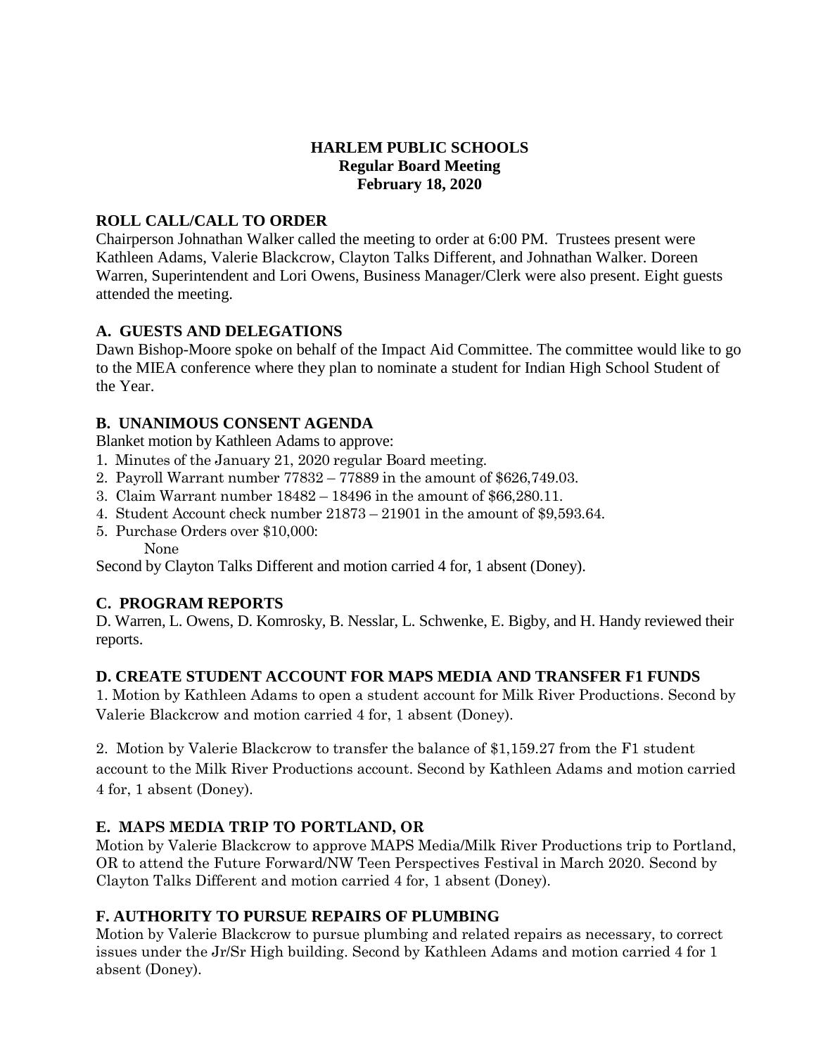# HARLEM PUBLIC SCHOOLS
## Regular Board Meeting
## February 18, 2020

### ROLL CALL/CALL TO ORDER

Chairperson Johnathan Walker called the meeting to order at 6:00 PM. Trustees present were Kathleen Adams, Valerie Blackcrow, Clayton Talks Different, and Johnathan Walker. Doreen Warren, Superintendent and Lori Owens, Business Manager/Clerk were also present. Eight guests attended the meeting.

### A. GUESTS AND DELEGATIONS

Dawn Bishop-Moore spoke on behalf of the Impact Aid Committee. The committee would like to go to the MIEA conference where they plan to nominate a student for Indian High School Student of the Year.

### B. UNANIMOUS CONSENT AGENDA

Blanket motion by Kathleen Adams to approve:

1. Minutes of the January 21, 2020 regular Board meeting.
2. Payroll Warrant number 77832 – 77889 in the amount of $626,749.03.
3. Claim Warrant number 18482 – 18496 in the amount of $66,280.11.
4. Student Account check number 21873 – 21901 in the amount of $9,593.64.
5. Purchase Orders over $10,000:
   None

Second by Clayton Talks Different and motion carried 4 for, 1 absent (Doney).

### C. PROGRAM REPORTS

D. Warren, L. Owens, D. Komrosky, B. Nesslar, L. Schwenke, E. Bigby, and H. Handy reviewed their reports.

### D. CREATE STUDENT ACCOUNT FOR MAPS MEDIA AND TRANSFER F1 FUNDS

1. Motion by Kathleen Adams to open a student account for Milk River Productions. Second by Valerie Blackcrow and motion carried 4 for, 1 absent (Doney).

2. Motion by Valerie Blackcrow to transfer the balance of $1,159.27 from the F1 student account to the Milk River Productions account. Second by Kathleen Adams and motion carried 4 for, 1 absent (Doney).

### E. MAPS MEDIA TRIP TO PORTLAND, OR

Motion by Valerie Blackcrow to approve MAPS Media/Milk River Productions trip to Portland, OR to attend the Future Forward/NW Teen Perspectives Festival in March 2020. Second by Clayton Talks Different and motion carried 4 for, 1 absent (Doney).

### F. AUTHORITY TO PURSUE REPAIRS OF PLUMBING

Motion by Valerie Blackcrow to pursue plumbing and related repairs as necessary, to correct issues under the Jr/Sr High building. Second by Kathleen Adams and motion carried 4 for 1 absent (Doney).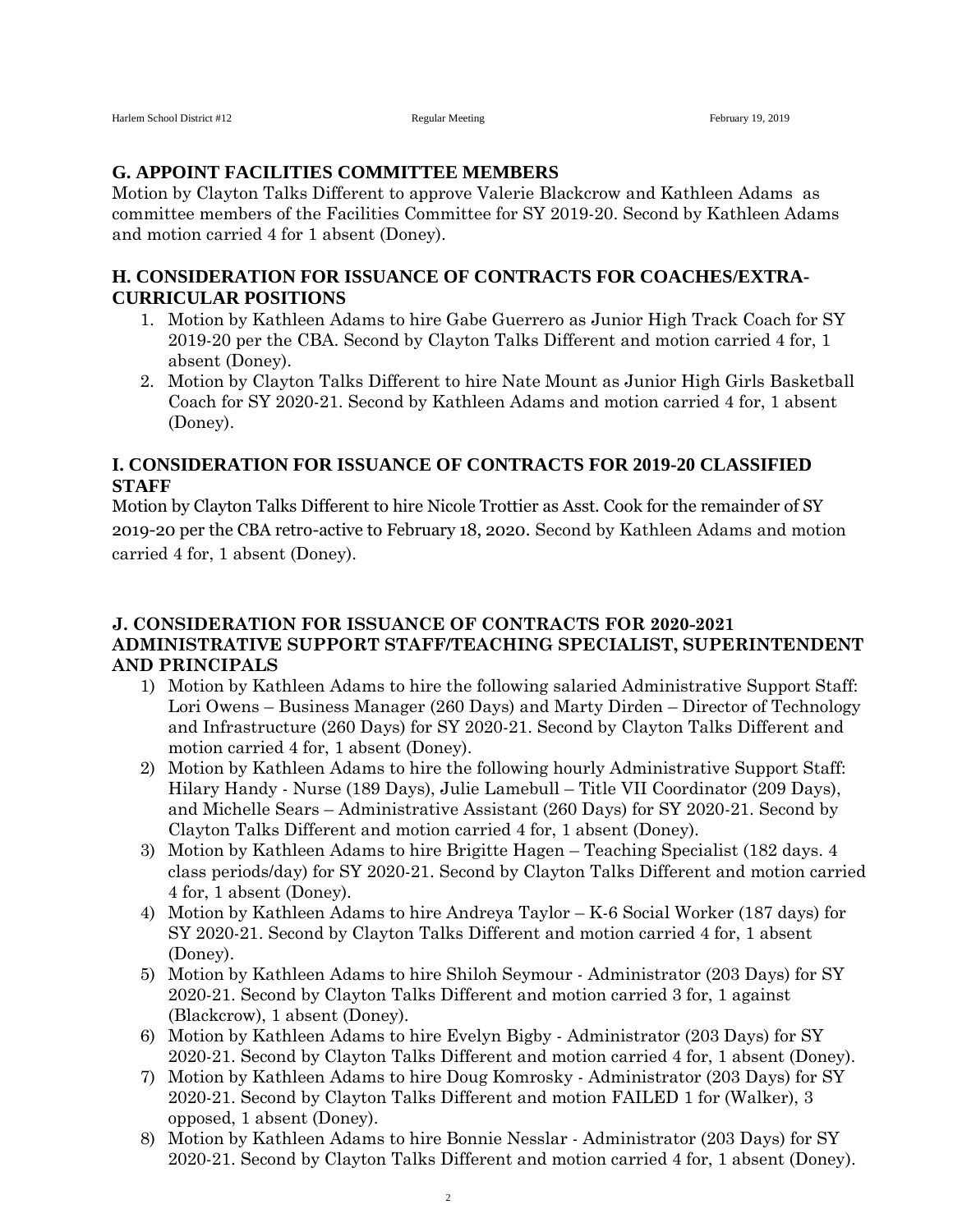## G. APPOINT FACILITIES COMMITTEE MEMBERS

Motion by Clayton Talks Different to approve Valerie Blackcrow and Kathleen Adams as committee members of the Facilities Committee for SY 2019-20. Second by Kathleen Adams and motion carried 4 for 1 absent (Doney).

## H. CONSIDERATION FOR ISSUANCE OF CONTRACTS FOR COACHES/EXTRA-CURRICULAR POSITIONS

1. Motion by Kathleen Adams to hire Gabe Guerrero as Junior High Track Coach for SY 2019-20 per the CBA. Second by Clayton Talks Different and motion carried 4 for, 1 absent (Doney).
2. Motion by Clayton Talks Different to hire Nate Mount as Junior High Girls Basketball Coach for SY 2020-21. Second by Kathleen Adams and motion carried 4 for, 1 absent (Doney).

## I. CONSIDERATION FOR ISSUANCE OF CONTRACTS FOR 2019-20 CLASSIFIED STAFF

Motion by Clayton Talks Different to hire Nicole Trottier as Asst. Cook for the remainder of SY 2019-20 per the CBA retro-active to February 18, 2020. Second by Kathleen Adams and motion carried 4 for, 1 absent (Doney).

## J. CONSIDERATION FOR ISSUANCE OF CONTRACTS FOR 2020-2021 ADMINISTRATIVE SUPPORT STAFF/TEACHING SPECIALIST, SUPERINTENDENT AND PRINCIPALS

1) Motion by Kathleen Adams to hire the following salaried Administrative Support Staff: Lori Owens – Business Manager (260 Days) and Marty Dirden – Director of Technology and Infrastructure (260 Days) for SY 2020-21. Second by Clayton Talks Different and motion carried 4 for, 1 absent (Doney).
2) Motion by Kathleen Adams to hire the following hourly Administrative Support Staff: Hilary Handy - Nurse (189 Days), Julie Lamebull – Title VII Coordinator (209 Days), and Michelle Sears – Administrative Assistant (260 Days) for SY 2020-21. Second by Clayton Talks Different and motion carried 4 for, 1 absent (Doney).
3) Motion by Kathleen Adams to hire Brigitte Hagen – Teaching Specialist (182 days. 4 class periods/day) for SY 2020-21. Second by Clayton Talks Different and motion carried 4 for, 1 absent (Doney).
4) Motion by Kathleen Adams to hire Andreya Taylor – K-6 Social Worker (187 days) for SY 2020-21. Second by Clayton Talks Different and motion carried 4 for, 1 absent (Doney).
5) Motion by Kathleen Adams to hire Shiloh Seymour - Administrator (203 Days) for SY 2020-21. Second by Clayton Talks Different and motion carried 3 for, 1 against (Blackcrow), 1 absent (Doney).
6) Motion by Kathleen Adams to hire Evelyn Bigby - Administrator (203 Days) for SY 2020-21. Second by Clayton Talks Different and motion carried 4 for, 1 absent (Doney).
7) Motion by Kathleen Adams to hire Doug Komrosky - Administrator (203 Days) for SY 2020-21. Second by Clayton Talks Different and motion FAILED 1 for (Walker), 3 opposed, 1 absent (Doney).
8) Motion by Kathleen Adams to hire Bonnie Nesslar - Administrator (203 Days) for SY 2020-21. Second by Clayton Talks Different and motion carried 4 for, 1 absent (Doney).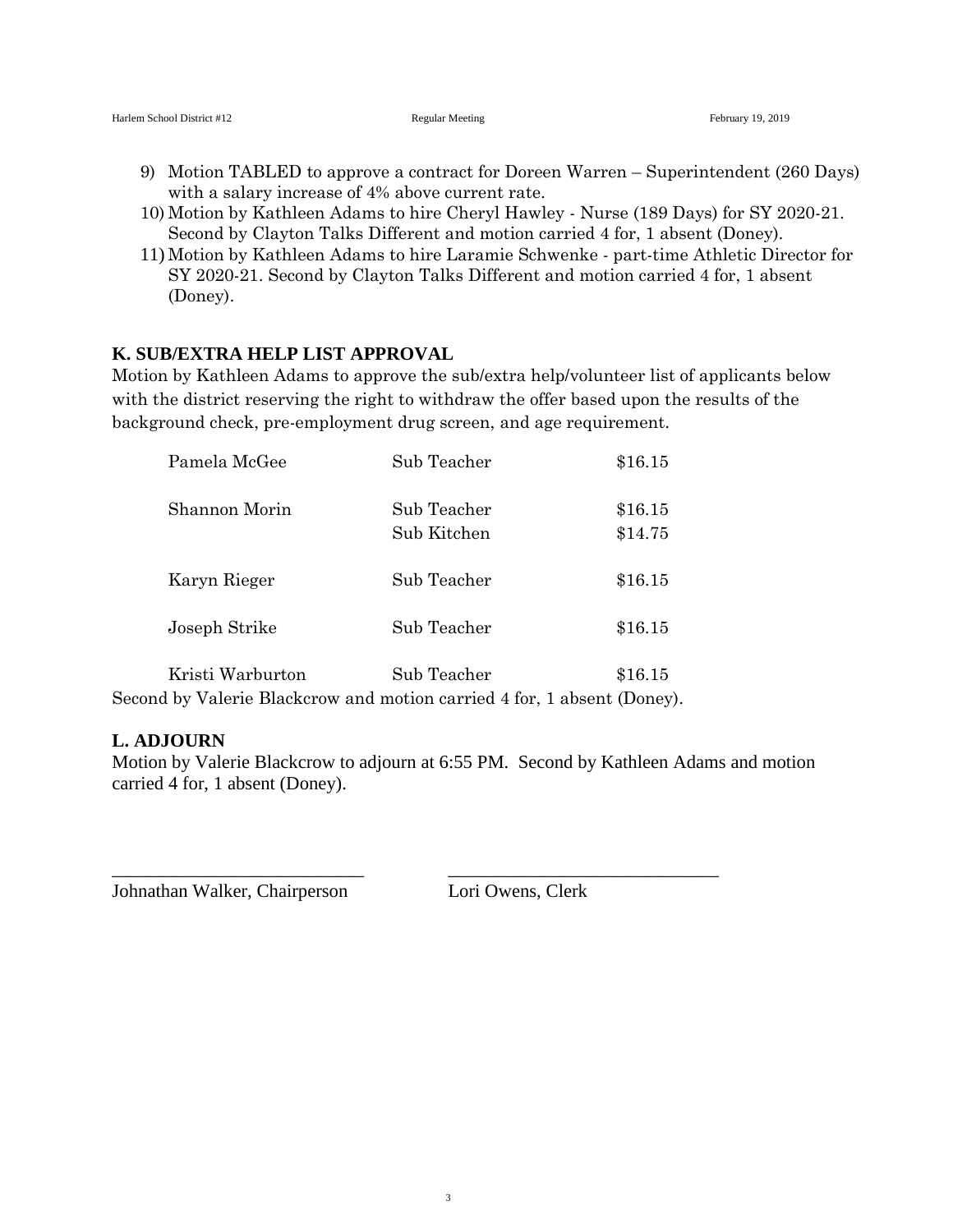9) Motion TABLED to approve a contract for Doreen Warren – Superintendent (260 Days) with a salary increase of 4% above current rate.
10) Motion by Kathleen Adams to hire Cheryl Hawley - Nurse (189 Days) for SY 2020-21. Second by Clayton Talks Different and motion carried 4 for, 1 absent (Doney).
11) Motion by Kathleen Adams to hire Laramie Schwenke - part-time Athletic Director for SY 2020-21. Second by Clayton Talks Different and motion carried 4 for, 1 absent (Doney).

## K. SUB/EXTRA HELP LIST APPROVAL

Motion by Kathleen Adams to approve the sub/extra help/volunteer list of applicants below with the district reserving the right to withdraw the offer based upon the results of the background check, pre-employment drug screen, and age requirement.

| | | |
|---|---|---|
| Pamela McGee | Sub Teacher | $16.15 |
| Shannon Morin | Sub Teacher | $16.15 |
| | Sub Kitchen | $14.75 |
| Karyn Rieger | Sub Teacher | $16.15 |
| Joseph Strike | Sub Teacher | $16.15 |
| Kristi Warburton | Sub Teacher | $16.15 |

Second by Valerie Blackcrow and motion carried 4 for, 1 absent (Doney).

## L. ADJOURN

Motion by Valerie Blackcrow to adjourn at 6:55 PM. Second by Kathleen Adams and motion carried 4 for, 1 absent (Doney).

\_\_\_\_\_\_\_\_\_\_\_\_\_\_\_\_\_\_\_\_\_\_\_\_\_\_\_\_ \_\_\_\_\_\_\_\_\_\_\_\_\_\_\_\_\_\_\_\_\_\_\_\_\_\_\_\_\_\_

Johnathan Walker, Chairperson Lori Owens, Clerk